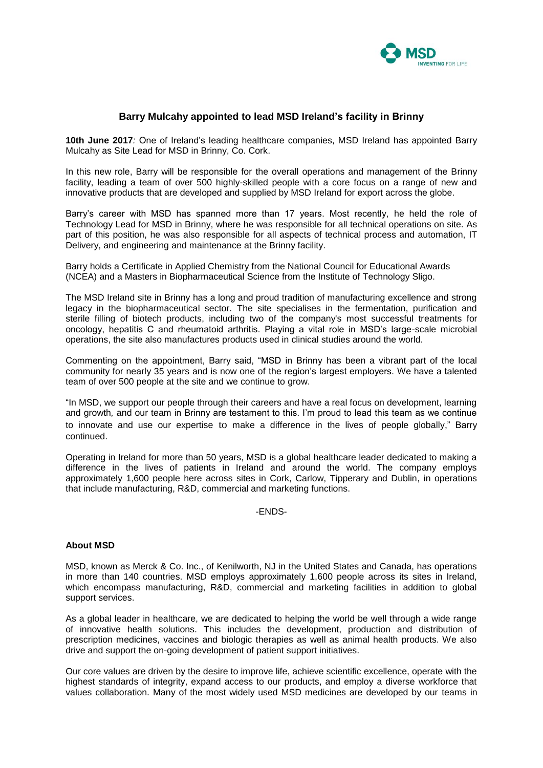# Barry Mulcahy appointed to lead MSD Ireland's facility in Brinny

**10th June 2017***:* One of Ireland's leading healthcare companies, MSD Ireland has appointed Barry Mulcahy as Site Lead for MSD in Brinny, Co. Cork.

In this new role, Barry will be responsible for the overall operations and management of the Brinny facility, leading a team of over 500 highly-skilled people with a core focus on a range of new and innovative products that are developed and supplied by MSD Ireland for export across the globe.

Barry's career with MSD has spanned more than 17 years. Most recently, he held the role of Technology Lead for MSD in Brinny, where he was responsible for all technical operations on site. As part of this position, he was also responsible for all aspects of technical process and automation, IT Delivery, and engineering and maintenance at the Brinny facility.

Barry holds a Certificate in Applied Chemistry from the National Council for Educational Awards (NCEA) and a Masters in Biopharmaceutical Science from the Institute of Technology Sligo.

The MSD Ireland site in Brinny has a long and proud tradition of manufacturing excellence and strong legacy in the biopharmaceutical sector. The site specialises in the fermentation, purification and sterile filling of biotech products, including two of the company's most successful treatments for oncology, hepatitis C and rheumatoid arthritis. Playing a vital role in MSD's large-scale microbial operations, the site also manufactures products used in clinical studies around the world.

Commenting on the appointment, Barry said, "MSD in Brinny has been a vibrant part of the local community for nearly 35 years and is now one of the region's largest employers. We have a talented team of over 500 people at the site and we continue to grow.

"In MSD, we support our people through their careers and have a real focus on development, learning and growth, and our team in Brinny are testament to this. I'm proud to lead this team as we continue to innovate and use our expertise to make a difference in the lives of people globally," Barry continued.

Operating in Ireland for more than 50 years, MSD is a global healthcare leader dedicated to making a difference in the lives of patients in Ireland and around the world. The company employs approximately 1,600 people here across sites in Cork, Carlow, Tipperary and Dublin, in operations that include manufacturing, R&D, commercial and marketing functions.

-ENDS-

**About MSD**

MSD, known as Merck & Co. Inc., of Kenilworth, NJ in the United States and Canada, has operations in more than 140 countries. MSD employs approximately 1,600 people across its sites in Ireland, which encompass manufacturing, R&D, commercial and marketing facilities in addition to global support services.

As a global leader in healthcare, we are dedicated to helping the world be well through a wide range of innovative health solutions. This includes the development, production and distribution of prescription medicines, vaccines and biologic therapies as well as animal health products. We also drive and support the on-going development of patient support initiatives.

Our core values are driven by the desire to improve life, achieve scientific excellence, operate with the highest standards of integrity, expand access to our products, and employ a diverse workforce that values collaboration. Many of the most widely used MSD medicines are developed by our teams in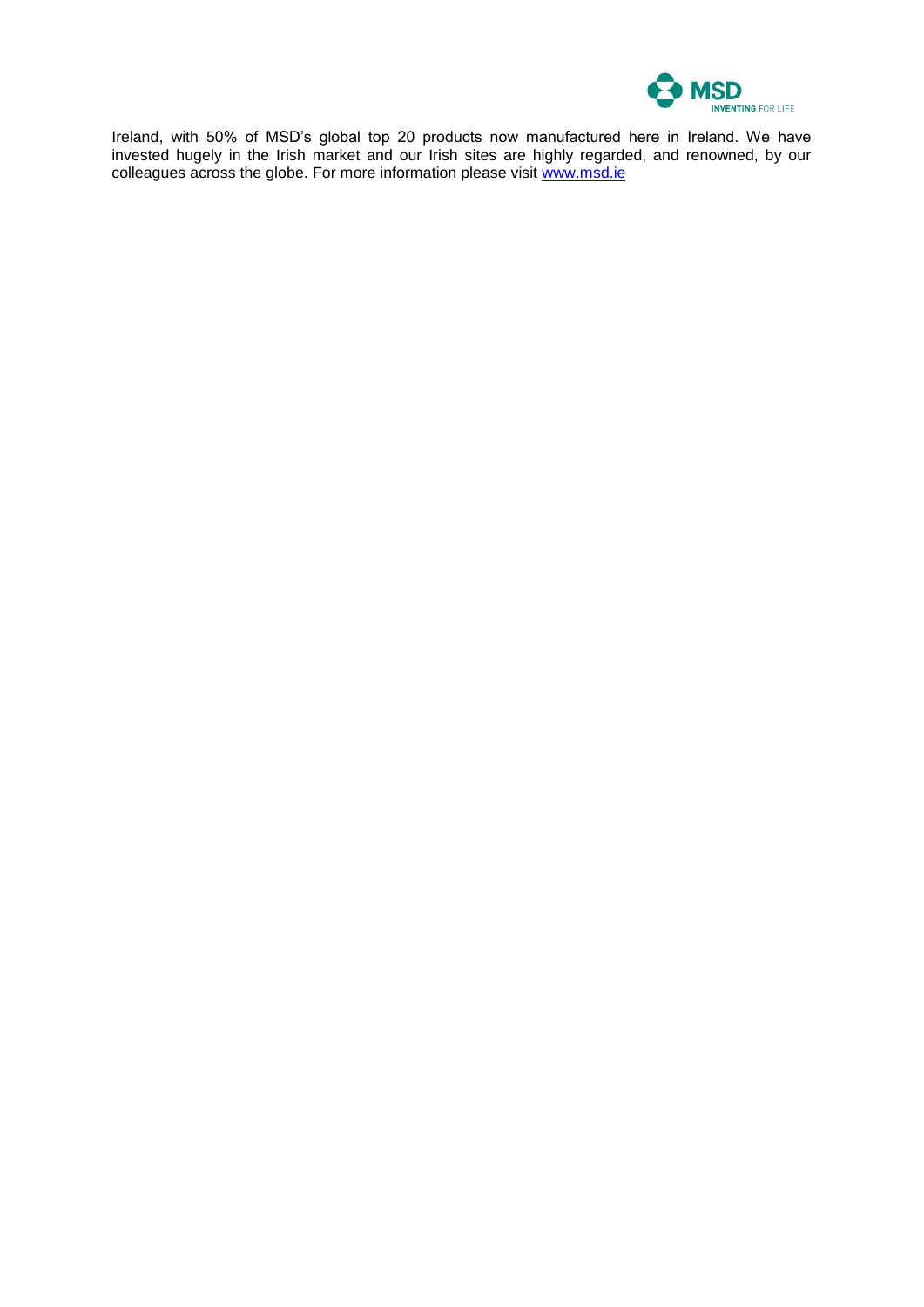Ireland, with 50% of MSD's global top 20 products now manufactured here in Ireland. We have invested hugely in the Irish market and our Irish sites are highly regarded, and renowned, by our colleagues across the globe. For more information please visit www.msd.ie